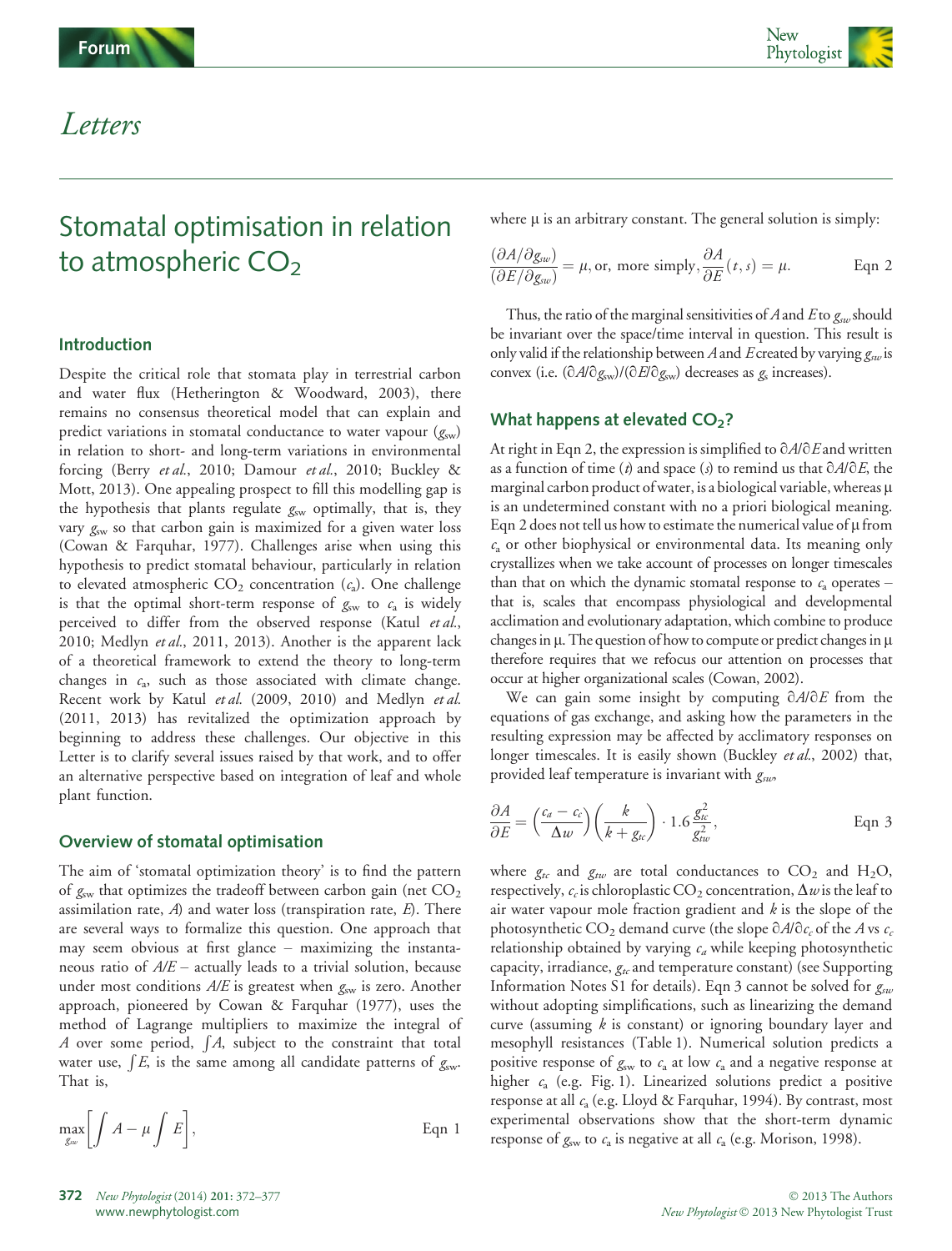# Letters

## Stomatal optimisation in relation to atmospheric $CO_2$

### Introduction

Despite the critical role that stomata play in terrestrial carbon and water flux (Hetherington & Woodward, 2003), there remains no consensus theoretical model that can explain and predict variations in stomatal conductance to water vapour ($g_{sw}$) in relation to short- and long-term variations in environmental forcing (Berry *et al.*, 2010; Damour *et al.*, 2010; Buckley & Mott, 2013). One appealing prospect to fill this modelling gap is the hypothesis that plants regulate $g_{sw}$ optimally, that is, they vary $g_{sw}$ so that carbon gain is maximized for a given water loss (Cowan & Farquhar, 1977). Challenges arise when using this hypothesis to predict stomatal behaviour, particularly in relation to elevated atmospheric $CO_2$ concentration ($c_a$). One challenge is that the optimal short-term response of $g_{sw}$ to $c_a$ is widely perceived to differ from the observed response (Katul *et al.*, 2010; Medlyn *et al.*, 2011, 2013). Another is the apparent lack of a theoretical framework to extend the theory to long-term changes in $c_a$, such as those associated with climate change. Recent work by Katul *et al.* (2009, 2010) and Medlyn *et al.* (2011, 2013) has revitalized the optimization approach by beginning to address these challenges. Our objective in this Letter is to clarify several issues raised by that work, and to offer an alternative perspective based on integration of leaf and whole plant function.

### Overview of stomatal optimisation

The aim of 'stomatal optimization theory' is to find the pattern of $g_{sw}$ that optimizes the tradeoff between carbon gain (net $CO_2$ assimilation rate, $A$) and water loss (transpiration rate, $E$). There are several ways to formalize this question. One approach that may seem obvious at first glance – maximizing the instantaneous ratio of $A/E$ – actually leads to a trivial solution, because under most conditions $A/E$ is greatest when $g_{sw}$ is zero. Another approach, pioneered by Cowan & Farquhar (1977), uses the method of Lagrange multipliers to maximize the integral of $A$ over some period, $\int A$, subject to the constraint that total water use, $\int E$, is the same among all candidate patterns of $g_{sw}$. That is,

$$\max_{g_{sw}}\left[\int A-\mu\int E\right], \qquad \text{Eqn 1}$$

where $\mu$ is an arbitrary constant. The general solution is simply:

$$\frac{(\partial A/\partial g_{sw})}{(\partial E/\partial g_{sw})}=\mu, \text{ or, more simply, } \frac{\partial A}{\partial E}(t,s)=\mu. \qquad \text{Eqn 2}$$

Thus, the ratio of the marginal sensitivities of $A$ and $E$ to $g_{sw}$ should be invariant over the space/time interval in question. This result is only valid if the relationship between $A$ and $E$ created by varying $g_{sw}$ is convex (i.e. $(\partial A/\partial g_{sw})/(\partial E/\partial g_{sw})$ decreases as $g_s$ increases).

### What happens at elevated $CO_2$?

At right in Eqn 2, the expression is simplified to $\partial A/\partial E$ and written as a function of time ($t$) and space ($s$) to remind us that $\partial A/\partial E$, the marginal carbon product of water, is a biological variable, whereas $\mu$ is an undetermined constant with no a priori biological meaning. Eqn 2 does not tell us how to estimate the numerical value of $\mu$ from $c_a$ or other biophysical or environmental data. Its meaning only crystallizes when we take account of processes on longer timescales than that on which the dynamic stomatal response to $c_a$ operates – that is, scales that encompass physiological and developmental acclimation and evolutionary adaptation, which combine to produce changes in $\mu$. The question of how to compute or predict changes in $\mu$ therefore requires that we refocus our attention on processes that occur at higher organizational scales (Cowan, 2002).

We can gain some insight by computing $\partial A/\partial E$ from the equations of gas exchange, and asking how the parameters in the resulting expression may be affected by acclimatory responses on longer timescales. It is easily shown (Buckley *et al.*, 2002) that, provided leaf temperature is invariant with $g_{sw}$,

$$\frac{\partial A}{\partial E}=\left(\frac{c_a-c_c}{\Delta w}\right)\left(\frac{k}{k+g_{tc}}\right)\cdot 1.6\frac{g_{tc}^2}{g_{tw}^2}, \qquad \text{Eqn 3}$$

where $g_{tc}$ and $g_{tw}$ are total conductances to $CO_2$ and $H_2O$, respectively, $c_c$ is chloroplastic $CO_2$ concentration, $\Delta w$ is the leaf to air water vapour mole fraction gradient and $k$ is the slope of the photosynthetic $CO_2$ demand curve (the slope $\partial A/\partial c_c$ of the $A$ vs $c_c$ relationship obtained by varying $c_a$ while keeping photosynthetic capacity, irradiance, $g_{tc}$ and temperature constant) (see Supporting Information Notes S1 for details). Eqn 3 cannot be solved for $g_{sw}$ without adopting simplifications, such as linearizing the demand curve (assuming $k$ is constant) or ignoring boundary layer and mesophyll resistances (Table 1). Numerical solution predicts a positive response of $g_{sw}$ to $c_a$ at low $c_a$ and a negative response at higher $c_a$ (e.g. Fig. 1). Linearized solutions predict a positive response at all $c_a$ (e.g. Lloyd & Farquhar, 1994). By contrast, most experimental observations show that the short-term dynamic response of $g_{sw}$ to $c_a$ is negative at all $c_a$ (e.g. Morison, 1998).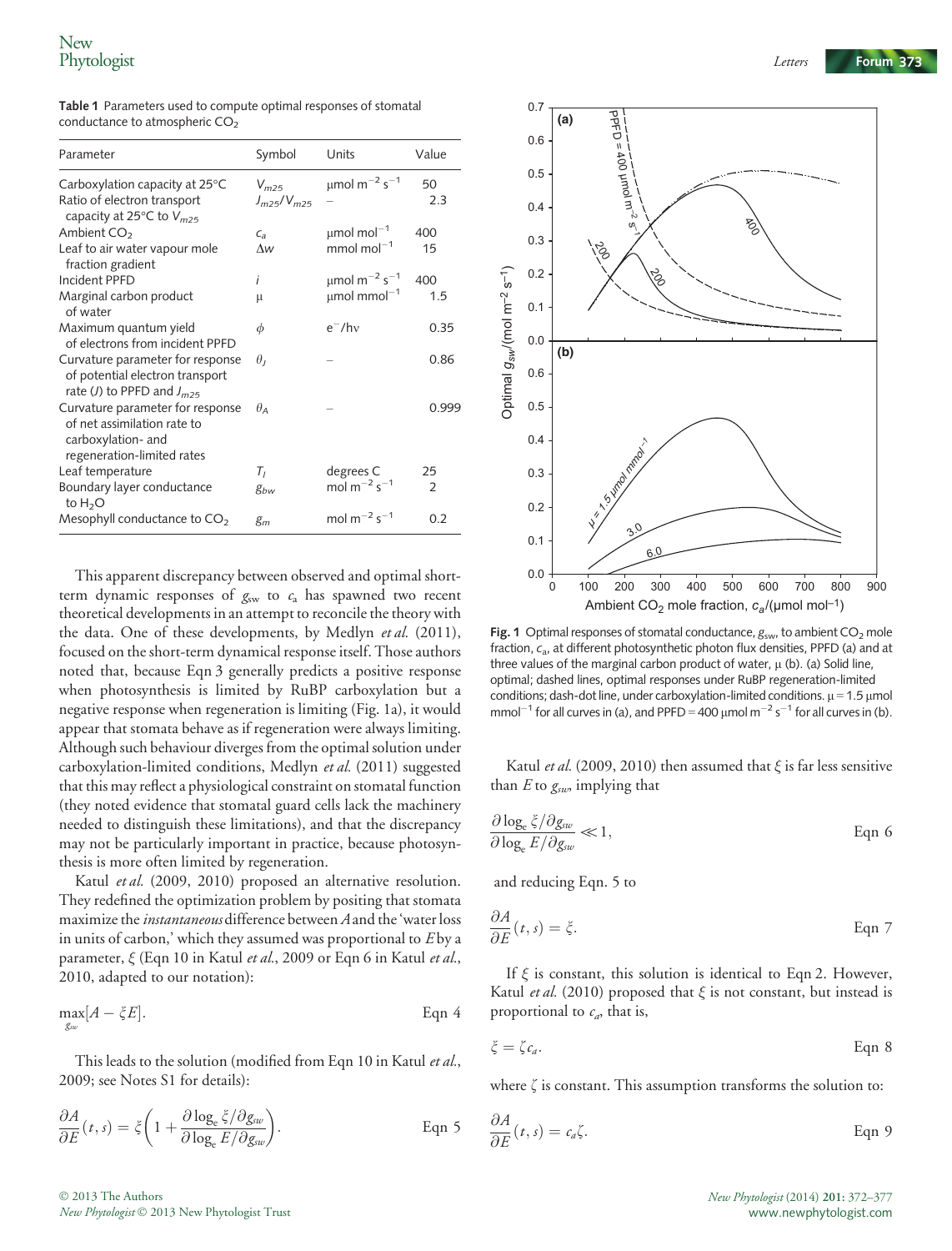**Table 1** Parameters used to compute optimal responses of stomatal conductance to atmospheric $CO_2$

| Parameter | Symbol | Units | Value |
|---|---|---|---|
| Carboxylation capacity at 25°C | $V_{m25}$ | μmol m$^{-2}$ s$^{-1}$ | 50 |
| Ratio of electron transport capacity at 25°C to $V_{m25}$ | $J_{m25}/V_{m25}$ | – | 2.3 |
| Ambient $CO_2$ | $c_a$ | μmol mol$^{-1}$ | 400 |
| Leaf to air water vapour mole fraction gradient | $\Delta w$ | mmol mol$^{-1}$ | 15 |
| Incident PPFD | $i$ | μmol m$^{-2}$ s$^{-1}$ | 400 |
| Marginal carbon product of water | μ | μmol mmol$^{-1}$ | 1.5 |
| Maximum quantum yield of electrons from incident PPFD | $\phi$ | e$^{-}$/hν | 0.35 |
| Curvature parameter for response of potential electron transport rate ($J$) to PPFD and $J_{m25}$ | $\theta_J$ | – | 0.86 |
| Curvature parameter for response of net assimilation rate to carboxylation- and regeneration-limited rates | $\theta_A$ | – | 0.999 |
| Leaf temperature | $T_l$ | degrees C | 25 |
| Boundary layer conductance to $H_2O$ | $g_{bw}$ | mol m$^{-2}$ s$^{-1}$ | 2 |
| Mesophyll conductance to $CO_2$ | $g_m$ | mol m$^{-2}$ s$^{-1}$ | 0.2 |

This apparent discrepancy between observed and optimal short-term dynamic responses of $g_{sw}$ to $c_a$ has spawned two recent theoretical developments in an attempt to reconcile the theory with the data. One of these developments, by Medlyn *et al.* (2011), focused on the short-term dynamical response itself. Those authors noted that, because Eqn 3 generally predicts a positive response when photosynthesis is limited by RuBP carboxylation but a negative response when regeneration is limiting (Fig. 1a), it would appear that stomata behave as if regeneration were always limiting. Although such behaviour diverges from the optimal solution under carboxylation-limited conditions, Medlyn *et al.* (2011) suggested that this may reflect a physiological constraint on stomatal function (they noted evidence that stomatal guard cells lack the machinery needed to distinguish these limitations), and that the discrepancy may not be particularly important in practice, because photosynthesis is more often limited by regeneration.

Katul *et al.* (2009, 2010) proposed an alternative resolution. They redefined the optimization problem by positing that stomata maximize the *instantaneous* difference between $A$ and the 'water loss in units of carbon,' which they assumed was proportional to $E$ by a parameter, $\xi$ (Eqn 10 in Katul *et al.*, 2009 or Eqn 6 in Katul *et al.*, 2010, adapted to our notation):

$$\max_{g_{sw}}[A - \xi E]. \qquad \text{Eqn 4}$$

This leads to the solution (modified from Eqn 10 in Katul *et al.*, 2009; see Notes S1 for details):

$$\frac{\partial A}{\partial E}(t,s) = \xi\left(1 + \frac{\partial \log_e \xi / \partial g_{sw}}{\partial \log_e E / \partial g_{sw}}\right). \qquad \text{Eqn 5}$$

**Fig. 1** Optimal responses of stomatal conductance, $g_{sw}$, to ambient $CO_2$ mole fraction, $c_a$, at different photosynthetic photon flux densities, PPFD (a) and at three values of the marginal carbon product of water, μ (b). (a) Solid line, optimal; dashed lines, optimal responses under RuBP regeneration-limited conditions; dash-dot line, under carboxylation-limited conditions. μ = 1.5 μmol mmol$^{-1}$ for all curves in (a), and PPFD = 400 μmol m$^{-2}$ s$^{-1}$ for all curves in (b).

Katul *et al.* (2009, 2010) then assumed that $\xi$ is far less sensitive than $E$ to $g_{sw}$, implying that

$$\frac{\partial \log_e \xi / \partial g_{sw}}{\partial \log_e E / \partial g_{sw}} \ll 1, \qquad \text{Eqn 6}$$

and reducing Eqn. 5 to

$$\frac{\partial A}{\partial E}(t,s) = \xi. \qquad \text{Eqn 7}$$

If $\xi$ is constant, this solution is identical to Eqn 2. However, Katul *et al.* (2010) proposed that $\xi$ is not constant, but instead is proportional to $c_a$, that is,

$$\xi = \zeta c_a. \qquad \text{Eqn 8}$$

where $\zeta$ is constant. This assumption transforms the solution to:

$$\frac{\partial A}{\partial E}(t,s) = c_a \zeta. \qquad \text{Eqn 9}$$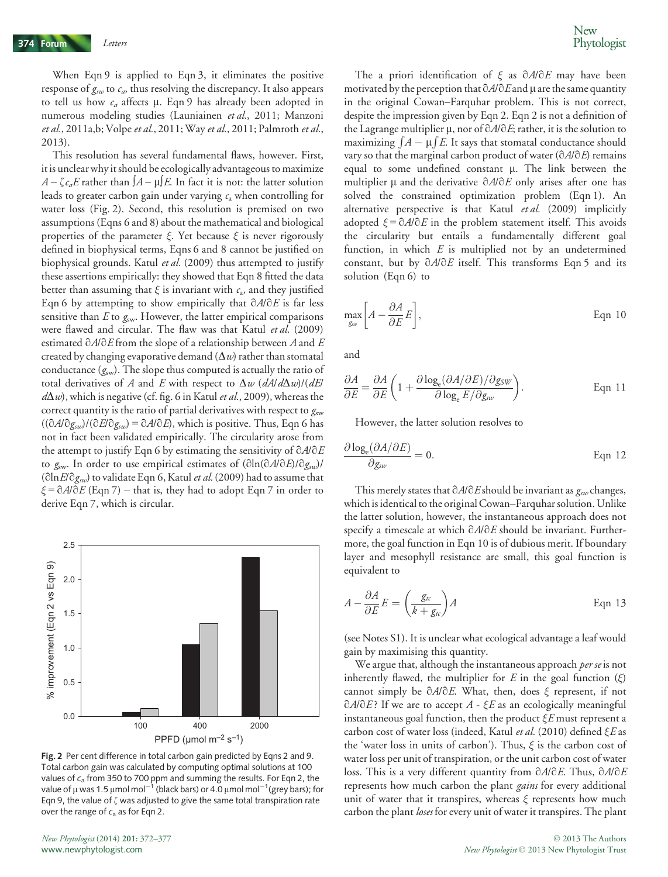When Eqn 9 is applied to Eqn 3, it eliminates the positive response of $g_{sw}$ to $c_a$, thus resolving the discrepancy. It also appears to tell us how $c_a$ affects μ. Eqn 9 has already been adopted in numerous modeling studies (Launiainen *et al.*, 2011; Manzoni *et al.*, 2011a,b; Volpe *et al.*, 2011; Way *et al.*, 2011; Palmroth *et al.*, 2013).

This resolution has several fundamental flaws, however. First, it is unclear why it should be ecologically advantageous to maximize $A - \zeta c_a E$ rather than $\int A - \mu \int E$. In fact it is not: the latter solution leads to greater carbon gain under varying $c_a$ when controlling for water loss (Fig. 2). Second, this resolution is premised on two assumptions (Eqns 6 and 8) about the mathematical and biological properties of the parameter $\xi$. Yet because $\xi$ is never rigorously defined in biophysical terms, Eqns 6 and 8 cannot be justified on biophysical grounds. Katul *et al.* (2009) thus attempted to justify these assertions empirically: they showed that Eqn 8 fitted the data better than assuming that $\xi$ is invariant with $c_a$, and they justified Eqn 6 by attempting to show empirically that $\partial A/\partial E$ is far less sensitive than $E$ to $g_{sw}$. However, the latter empirical comparisons were flawed and circular. The flaw was that Katul *et al.* (2009) estimated $\partial A/\partial E$ from the slope of a relationship between $A$ and $E$ created by changing evaporative demand ($\Delta w$) rather than stomatal conductance ($g_{sw}$). The slope thus computed is actually the ratio of total derivatives of $A$ and $E$ with respect to $\Delta w$ ($(dA/d\Delta w)/(dE/d\Delta w)$), which is negative (cf. fig. 6 in Katul *et al.*, 2009), whereas the correct quantity is the ratio of partial derivatives with respect to $g_{sw}$ ($(\partial A/\partial g_{sw})/(\partial E/\partial g_{sw}) = \partial A/\partial E$), which is positive. Thus, Eqn 6 has not in fact been validated empirically. The circularity arose from the attempt to justify Eqn 6 by estimating the sensitivity of $\partial A/\partial E$ to $g_{sw}$. In order to use empirical estimates of $(\partial \ln(\partial A/\partial E)/\partial g_{sw})/(\partial \ln E/\partial g_{sw})$ to validate Eqn 6, Katul *et al.* (2009) had to assume that $\xi = \partial A/\partial E$ (Eqn 7) – that is, they had to adopt Eqn 7 in order to derive Eqn 7, which is circular.

**Fig. 2** Per cent difference in total carbon gain predicted by Eqns 2 and 9. Total carbon gain was calculated by computing optimal solutions at 100 values of $c_a$ from 350 to 700 ppm and summing the results. For Eqn 2, the value of μ was 1.5 μmol mol$^{-1}$ (black bars) or 4.0 μmol mol$^{-1}$ (grey bars); for Eqn 9, the value of $\zeta$ was adjusted to give the same total transpiration rate over the range of $c_a$ as for Eqn 2.

The a priori identification of $\xi$ as $\partial A/\partial E$ may have been motivated by the perception that $\partial A/\partial E$ and μ are the same quantity in the original Cowan–Farquhar problem. This is not correct, despite the impression given by Eqn 2. Eqn 2 is not a definition of the Lagrange multiplier μ, nor of $\partial A/\partial E$; rather, it is the solution to maximizing $\int A - \mu \int E$. It says that stomatal conductance should vary so that the marginal carbon product of water ($\partial A/\partial E$) remains equal to some undefined constant μ. The link between the multiplier μ and the derivative $\partial A/\partial E$ only arises after one has solved the constrained optimization problem (Eqn 1). An alternative perspective is that Katul *et al.* (2009) implicitly adopted $\xi = \partial A/\partial E$ in the problem statement itself. This avoids the circularity but entails a fundamentally different goal function, in which $E$ is multiplied not by an undetermined constant, but by $\partial A/\partial E$ itself. This transforms Eqn 5 and its solution (Eqn 6) to

$$\max_{g_{sw}} \left[ A - \frac{\partial A}{\partial E} E \right], \qquad \text{Eqn 10}$$

and

$$\frac{\partial A}{\partial E} = \frac{\partial A}{\partial E} \left( 1 + \frac{\partial \log_e(\partial A/\partial E)/\partial g_{SW}}{\partial \log_e E/\partial g_{sw}} \right). \qquad \text{Eqn 11}$$

However, the latter solution resolves to

$$\frac{\partial \log_e(\partial A/\partial E)}{\partial g_{sw}} = 0. \qquad \text{Eqn 12}$$

This merely states that $\partial A/\partial E$ should be invariant as $g_{sw}$ changes, which is identical to the original Cowan–Farquhar solution. Unlike the latter solution, however, the instantaneous approach does not specify a timescale at which $\partial A/\partial E$ should be invariant. Furthermore, the goal function in Eqn 10 is of dubious merit. If boundary layer and mesophyll resistance are small, this goal function is equivalent to

$$A - \frac{\partial A}{\partial E} E = \left( \frac{g_{tc}}{k + g_{tc}} \right) A \qquad \text{Eqn 13}$$

(see Notes S1). It is unclear what ecological advantage a leaf would gain by maximising this quantity.

We argue that, although the instantaneous approach *per se* is not inherently flawed, the multiplier for $E$ in the goal function ($\xi$) cannot simply be $\partial A/\partial E$. What, then, does $\xi$ represent, if not $\partial A/\partial E$? If we are to accept $A - \xi E$ as an ecologically meaningful instantaneous goal function, then the product $\xi E$ must represent a carbon cost of water loss (indeed, Katul *et al.* (2010) defined $\xi E$ as the 'water loss in units of carbon'). Thus, $\xi$ is the carbon cost of water loss per unit of transpiration, or the unit carbon cost of water loss. This is a very different quantity from $\partial A/\partial E$. Thus, $\partial A/\partial E$ represents how much carbon the plant *gains* for every additional unit of water that it transpires, whereas $\xi$ represents how much carbon the plant *loses* for every unit of water it transpires. The plant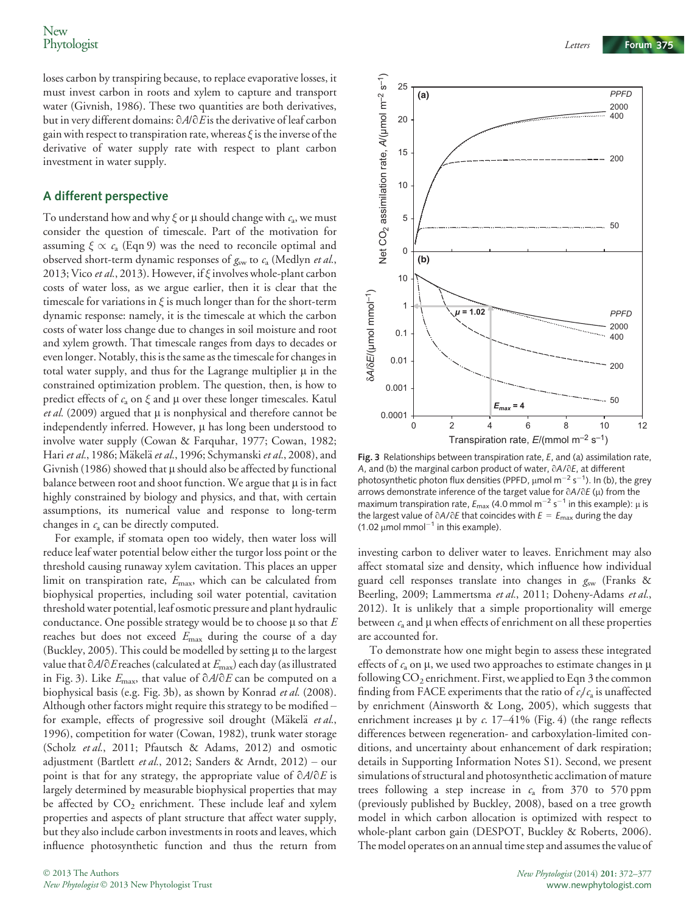loses carbon by transpiring because, to replace evaporative losses, it must invest carbon in roots and xylem to capture and transport water (Givnish, 1986). These two quantities are both derivatives, but in very different domains: $\partial A/\partial E$ is the derivative of leaf carbon gain with respect to transpiration rate, whereas $\xi$ is the inverse of the derivative of water supply rate with respect to plant carbon investment in water supply.

## A different perspective

To understand how and why $\xi$ or $\mu$ should change with $c_a$, we must consider the question of timescale. Part of the motivation for assuming $\xi \propto c_a$ (Eqn 9) was the need to reconcile optimal and observed short-term dynamic responses of $g_{sw}$ to $c_a$ (Medlyn *et al.*, 2013; Vico *et al.*, 2013). However, if $\xi$ involves whole-plant carbon costs of water loss, as we argue earlier, then it is clear that the timescale for variations in $\xi$ is much longer than for the short-term dynamic response: namely, it is the timescale at which the carbon costs of water loss change due to changes in soil moisture and root and xylem growth. That timescale ranges from days to decades or even longer. Notably, this is the same as the timescale for changes in total water supply, and thus for the Lagrange multiplier $\mu$ in the constrained optimization problem. The question, then, is how to predict effects of $c_a$ on $\xi$ and $\mu$ over these longer timescales. Katul *et al.* (2009) argued that $\mu$ is nonphysical and therefore cannot be independently inferred. However, $\mu$ has long been understood to involve water supply (Cowan & Farquhar, 1977; Cowan, 1982; Hari *et al.*, 1986; Mäkelä *et al.*, 1996; Schymanski *et al.*, 2008), and Givnish (1986) showed that $\mu$ should also be affected by functional balance between root and shoot function. We argue that $\mu$ is in fact highly constrained by biology and physics, and that, with certain assumptions, its numerical value and response to long-term changes in $c_a$ can be directly computed.

For example, if stomata open too widely, then water loss will reduce leaf water potential below either the turgor loss point or the threshold causing runaway xylem cavitation. This places an upper limit on transpiration rate, $E_{max}$, which can be calculated from biophysical properties, including soil water potential, cavitation threshold water potential, leaf osmotic pressure and plant hydraulic conductance. One possible strategy would be to choose $\mu$ so that $E$ reaches but does not exceed $E_{max}$ during the course of a day (Buckley, 2005). This could be modelled by setting $\mu$ to the largest value that $\partial A/\partial E$ reaches (calculated at $E_{max}$) each day (as illustrated in Fig. 3). Like $E_{max}$, that value of $\partial A/\partial E$ can be computed on a biophysical basis (e.g. Fig. 3b), as shown by Konrad *et al.* (2008). Although other factors might require this strategy to be modified – for example, effects of progressive soil drought (Mäkelä *et al.*, 1996), competition for water (Cowan, 1982), trunk water storage (Scholz *et al.*, 2011; Pfautsch & Adams, 2012) and osmotic adjustment (Bartlett *et al.*, 2012; Sanders & Arndt, 2012) – our point is that for any strategy, the appropriate value of $\partial A/\partial E$ is largely determined by measurable biophysical properties that may be affected by $CO_2$ enrichment. These include leaf and xylem properties and aspects of plant structure that affect water supply, but they also include carbon investments in roots and leaves, which influence photosynthetic function and thus the return from investing carbon to deliver water to leaves. Enrichment may also affect stomatal size and density, which influence how individual guard cell responses translate into changes in $g_{sw}$ (Franks & Beerling, 2009; Lammertsma *et al.*, 2011; Doheny-Adams *et al.*, 2012). It is unlikely that a simple proportionality will emerge between $c_a$ and $\mu$ when effects of enrichment on all these properties are accounted for.

**Fig. 3** Relationships between transpiration rate, $E$, and (a) assimilation rate, $A$, and (b) the marginal carbon product of water, $\partial A/\partial E$, at different photosynthetic photon flux densities (PPFD, μmol m$^{-2}$ s$^{-1}$). In (b), the grey arrows demonstrate inference of the target value for $\partial A/\partial E$ ($\mu$) from the maximum transpiration rate, $E_{max}$ (4.0 mmol m$^{-2}$ s$^{-1}$ in this example): $\mu$ is the largest value of $\partial A/\partial E$ that coincides with $E = E_{max}$ during the day (1.02 μmol mmol$^{-1}$ in this example).

To demonstrate how one might begin to assess these integrated effects of $c_a$ on $\mu$, we used two approaches to estimate changes in $\mu$ following $CO_2$ enrichment. First, we applied to Eqn 3 the common finding from FACE experiments that the ratio of $c_i/c_a$ is unaffected by enrichment (Ainsworth & Long, 2005), which suggests that enrichment increases $\mu$ by *c.* 17–41% (Fig. 4) (the range reflects differences between regeneration- and carboxylation-limited conditions, and uncertainty about enhancement of dark respiration; details in Supporting Information Notes S1). Second, we present simulations of structural and photosynthetic acclimation of mature trees following a step increase in $c_a$ from 370 to 570 ppm (previously published by Buckley, 2008), based on a tree growth model in which carbon allocation is optimized with respect to whole-plant carbon gain (DESPOT, Buckley & Roberts, 2006). The model operates on an annual time step and assumes the value of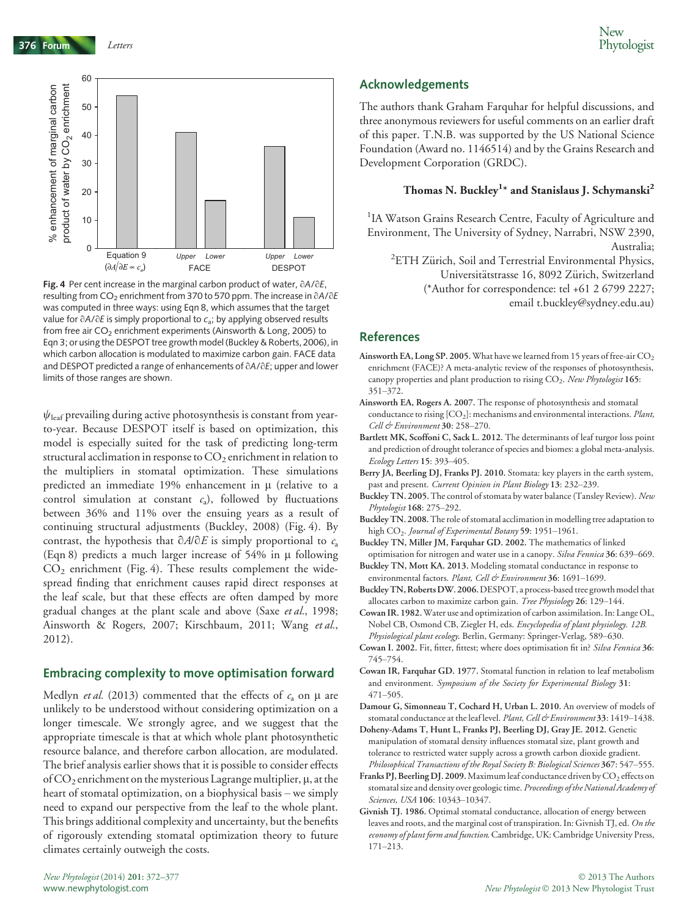**Fig. 4** Per cent increase in the marginal carbon product of water, $\partial A/\partial E$, resulting from $CO_2$ enrichment from 370 to 570 ppm. The increase in $\partial A/\partial E$ was computed in three ways: using Eqn 8, which assumes that the target value for $\partial A/\partial E$ is simply proportional to $c_a$; by applying observed results from free air $CO_2$ enrichment experiments (Ainsworth & Long, 2005) to Eqn 3; or using the DESPOT tree growth model (Buckley & Roberts, 2006), in which carbon allocation is modulated to maximize carbon gain. FACE data and DESPOT predicted a range of enhancements of $\partial A/\partial E$; upper and lower limits of those ranges are shown.

$\psi_{leaf}$ prevailing during active photosynthesis is constant from year-to-year. Because DESPOT itself is based on optimization, this model is especially suited for the task of predicting long-term structural acclimation in response to $CO_2$ enrichment in relation to the multipliers in stomatal optimization. These simulations predicted an immediate 19% enhancement in μ (relative to a control simulation at constant $c_a$), followed by fluctuations between 36% and 11% over the ensuing years as a result of continuing structural adjustments (Buckley, 2008) (Fig. 4). By contrast, the hypothesis that $\partial A/\partial E$ is simply proportional to $c_a$ (Eqn 8) predicts a much larger increase of 54% in μ following $CO_2$ enrichment (Fig. 4). These results complement the widespread finding that enrichment causes rapid direct responses at the leaf scale, but that these effects are often damped by more gradual changes at the plant scale and above (Saxe *et al.*, 1998; Ainsworth & Rogers, 2007; Kirschbaum, 2011; Wang *et al.*, 2012).

## Embracing complexity to move optimisation forward

Medlyn *et al.* (2013) commented that the effects of $c_a$ on μ are unlikely to be understood without considering optimization on a longer timescale. We strongly agree, and we suggest that the appropriate timescale is that at which whole plant photosynthetic resource balance, and therefore carbon allocation, are modulated. The brief analysis earlier shows that it is possible to consider effects of $CO_2$ enrichment on the mysterious Lagrange multiplier, μ, at the heart of stomatal optimization, on a biophysical basis – we simply need to expand our perspective from the leaf to the whole plant. This brings additional complexity and uncertainty, but the benefits of rigorously extending stomatal optimization theory to future climates certainly outweigh the costs.

## Acknowledgements

The authors thank Graham Farquhar for helpful discussions, and three anonymous reviewers for useful comments on an earlier draft of this paper. T.N.B. was supported by the US National Science Foundation (Award no. 1146514) and by the Grains Research and Development Corporation (GRDC).

**Thomas N. Buckley[1]* and Stanislaus J. Schymanski[2]**

[1]IA Watson Grains Research Centre, Faculty of Agriculture and Environment, The University of Sydney, Narrabri, NSW 2390, Australia;
[2]ETH Zürich, Soil and Terrestrial Environmental Physics, Universitätstrasse 16, 8092 Zürich, Switzerland
(*Author for correspondence: tel +61 2 6799 2227; email t.buckley@sydney.edu.au)

## References

**Ainsworth EA, Long SP. 2005.** What have we learned from 15 years of free-air $CO_2$ enrichment (FACE)? A meta-analytic review of the responses of photosynthesis, canopy properties and plant production to rising $CO_2$. *New Phytologist* **165**: 351–372.

**Ainsworth EA, Rogers A. 2007.** The response of photosynthesis and stomatal conductance to rising [$CO_2$]: mechanisms and environmental interactions. *Plant, Cell & Environment* **30**: 258–270.

**Bartlett MK, Scoffoni C, Sack L. 2012.** The determinants of leaf turgor loss point and prediction of drought tolerance of species and biomes: a global meta-analysis. *Ecology Letters* **15**: 393–405.

**Berry JA, Beerling DJ, Franks PJ. 2010.** Stomata: key players in the earth system, past and present. *Current Opinion in Plant Biology* **13**: 232–239.

**Buckley TN. 2005.** The control of stomata by water balance (Tansley Review). *New Phytologist* **168**: 275–292.

**Buckley TN. 2008.** The role of stomatal acclimation in modelling tree adaptation to high $CO_2$. *Journal of Experimental Botany* **59**: 1951–1961.

**Buckley TN, Miller JM, Farquhar GD. 2002.** The mathematics of linked optimisation for nitrogen and water use in a canopy. *Silva Fennica* **36**: 639–669.

**Buckley TN, Mott KA. 2013.** Modeling stomatal conductance in response to environmental factors. *Plant, Cell & Environment* **36**: 1691–1699.

**Buckley TN, Roberts DW. 2006.** DESPOT, a process-based tree growth model that allocates carbon to maximize carbon gain. *Tree Physiology* **26**: 129–144.

**Cowan IR. 1982.** Water use and optimization of carbon assimilation. In: Lange OL, Nobel CB, Osmond CB, Ziegler H, eds. *Encyclopedia of plant physiology. 12B. Physiological plant ecology.* Berlin, Germany: Springer-Verlag, 589–630.

**Cowan I. 2002.** Fit, fitter, fittest; where does optimisation fit in? *Silva Fennica* **36**: 745–754.

**Cowan IR, Farquhar GD. 1977.** Stomatal function in relation to leaf metabolism and environment. *Symposium of the Society for Experimental Biology* **31**: 471–505.

**Damour G, Simonneau T, Cochard H, Urban L. 2010.** An overview of models of stomatal conductance at the leaf level. *Plant, Cell & Environment* **33**: 1419–1438.

**Doheny-Adams T, Hunt L, Franks PJ, Beerling DJ, Gray JE. 2012.** Genetic manipulation of stomatal density influences stomatal size, plant growth and tolerance to restricted water supply across a growth carbon dioxide gradient. *Philosophical Transactions of the Royal Society B: Biological Sciences* **367**: 547–555.

**Franks PJ, Beerling DJ. 2009.** Maximum leaf conductance driven by $CO_2$ effects on stomatal size and density over geologic time. *Proceedings of the National Academy of Sciences, USA* **106**: 10343–10347.

**Givnish TJ. 1986.** Optimal stomatal conductance, allocation of energy between leaves and roots, and the marginal cost of transpiration. In: Givnish TJ, ed. *On the economy of plant form and function.* Cambridge, UK: Cambridge University Press, 171–213.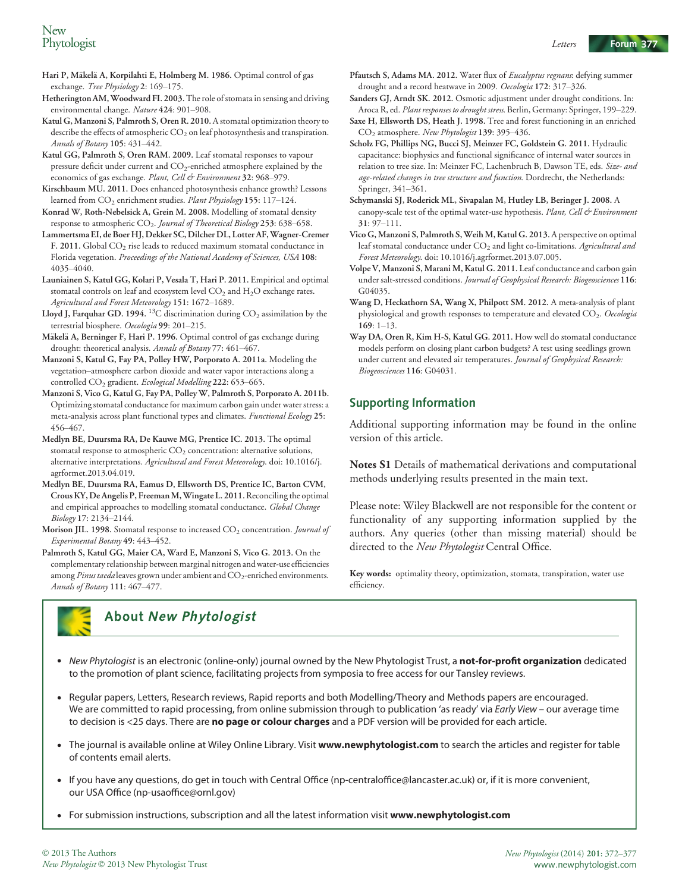Hari P, Mäkelä A, Korpilahti E, Holmberg M. 1986. Optimal control of gas exchange. *Tree Physiology* 2: 169–175.

Hetherington AM, Woodward FI. 2003. The role of stomata in sensing and driving environmental change. *Nature* 424: 901–908.

Katul G, Manzoni S, Palmroth S, Oren R. 2010. A stomatal optimization theory to describe the effects of atmospheric $CO_2$ on leaf photosynthesis and transpiration. *Annals of Botany* 105: 431–442.

Katul GG, Palmroth S, Oren RAM. 2009. Leaf stomatal responses to vapour pressure deficit under current and $CO_2$-enriched atmosphere explained by the economics of gas exchange. *Plant, Cell & Environment* 32: 968–979.

Kirschbaum MU. 2011. Does enhanced photosynthesis enhance growth? Lessons learned from $CO_2$ enrichment studies. *Plant Physiology* 155: 117–124.

Konrad W, Roth-Nebelsick A, Grein M. 2008. Modelling of stomatal density response to atmospheric $CO_2$. *Journal of Theoretical Biology* 253: 638–658.

Lammertsma EI, de Boer HJ, Dekker SC, Dilcher DL, Lotter AF, Wagner-Cremer F. 2011. Global $CO_2$ rise leads to reduced maximum stomatal conductance in Florida vegetation. *Proceedings of the National Academy of Sciences, USA* 108: 4035–4040.

Launiainen S, Katul GG, Kolari P, Vesala T, Hari P. 2011. Empirical and optimal stomatal controls on leaf and ecosystem level $CO_2$ and $H_2O$ exchange rates. *Agricultural and Forest Meteorology* 151: 1672–1689.

Lloyd J, Farquhar GD. 1994. $^{13}C$ discrimination during $CO_2$ assimilation by the terrestrial biosphere. *Oecologia* 99: 201–215.

Mäkelä A, Berninger F, Hari P. 1996. Optimal control of gas exchange during drought: theoretical analysis. *Annals of Botany* 77: 461–467.

Manzoni S, Katul G, Fay PA, Polley HW, Porporato A. 2011a. Modeling the vegetation–atmosphere carbon dioxide and water vapor interactions along a controlled $CO_2$ gradient. *Ecological Modelling* 222: 653–665.

Manzoni S, Vico G, Katul G, Fay PA, Polley W, Palmroth S, Porporato A. 2011b. Optimizing stomatal conductance for maximum carbon gain under water stress: a meta-analysis across plant functional types and climates. *Functional Ecology* 25: 456–467.

Medlyn BE, Duursma RA, De Kauwe MG, Prentice IC. 2013. The optimal stomatal response to atmospheric $CO_2$ concentration: alternative solutions, alternative interpretations. *Agricultural and Forest Meteorology.* doi: 10.1016/j.agrformet.2013.04.019.

Medlyn BE, Duursma RA, Eamus D, Ellsworth DS, Prentice IC, Barton CVM, Crous KY, De Angelis P, Freeman M, Wingate L. 2011. Reconciling the optimal and empirical approaches to modelling stomatal conductance. *Global Change Biology* 17: 2134–2144.

Morison JIL. 1998. Stomatal response to increased $CO_2$ concentration. *Journal of Experimental Botany* 49: 443–452.

Palmroth S, Katul GG, Maier CA, Ward E, Manzoni S, Vico G. 2013. On the complementary relationship between marginal nitrogen and water-use efficiencies among *Pinus taeda* leaves grown under ambient and $CO_2$-enriched environments. *Annals of Botany* 111: 467–477.

Pfautsch S, Adams MA. 2012. Water flux of *Eucalyptus regnans*: defying summer drought and a record heatwave in 2009. *Oecologia* 172: 317–326.

Sanders GJ, Arndt SK. 2012. Osmotic adjustment under drought conditions. In: Aroca R, ed. *Plant responses to drought stress.* Berlin, Germany: Springer, 199–229.

Saxe H, Ellsworth DS, Heath J. 1998. Tree and forest functioning in an enriched $CO_2$ atmosphere. *New Phytologist* 139: 395–436.

Scholz FG, Phillips NG, Bucci SJ, Meinzer FC, Goldstein G. 2011. Hydraulic capacitance: biophysics and functional significance of internal water sources in relation to tree size. In: Meinzer FC, Lachenbruch B, Dawson TE, eds. *Size- and age-related changes in tree structure and function.* Dordrecht, the Netherlands: Springer, 341–361.

Schymanski SJ, Roderick ML, Sivapalan M, Hutley LB, Beringer J. 2008. A canopy-scale test of the optimal water-use hypothesis. *Plant, Cell & Environment* 31: 97–111.

Vico G, Manzoni S, Palmroth S, Weih M, Katul G. 2013. A perspective on optimal leaf stomatal conductance under $CO_2$ and light co-limitations. *Agricultural and Forest Meteorology.* doi: 10.1016/j.agrformet.2013.07.005.

Volpe V, Manzoni S, Marani M, Katul G. 2011. Leaf conductance and carbon gain under salt-stressed conditions. *Journal of Geophysical Research: Biogeosciences* 116: G04035.

Wang D, Heckathorn SA, Wang X, Philpott SM. 2012. A meta-analysis of plant physiological and growth responses to temperature and elevated $CO_2$. *Oecologia* 169: 1–13.

Way DA, Oren R, Kim H-S, Katul GG. 2011. How well do stomatal conductance models perform on closing plant carbon budgets? A test using seedlings grown under current and elevated air temperatures. *Journal of Geophysical Research: Biogeosciences* 116: G04031.

## Supporting Information

Additional supporting information may be found in the online version of this article.

**Notes S1** Details of mathematical derivations and computational methods underlying results presented in the main text.

Please note: Wiley Blackwell are not responsible for the content or functionality of any supporting information supplied by the authors. Any queries (other than missing material) should be directed to the *New Phytologist* Central Office.

**Key words:** optimality theory, optimization, stomata, transpiration, water use efficiency.

## About *New Phytologist*

- *New Phytologist* is an electronic (online-only) journal owned by the New Phytologist Trust, a **not-for-profit organization** dedicated to the promotion of plant science, facilitating projects from symposia to free access for our Tansley reviews.
- Regular papers, Letters, Research reviews, Rapid reports and both Modelling/Theory and Methods papers are encouraged. We are committed to rapid processing, from online submission through to publication 'as ready' via *Early View* – our average time to decision is <25 days. There are **no page or colour charges** and a PDF version will be provided for each article.
- The journal is available online at Wiley Online Library. Visit **www.newphytologist.com** to search the articles and register for table of contents email alerts.
- If you have any questions, do get in touch with Central Office (np-centraloffice@lancaster.ac.uk) or, if it is more convenient, our USA Office (np-usaoffice@ornl.gov)
- For submission instructions, subscription and all the latest information visit **www.newphytologist.com**